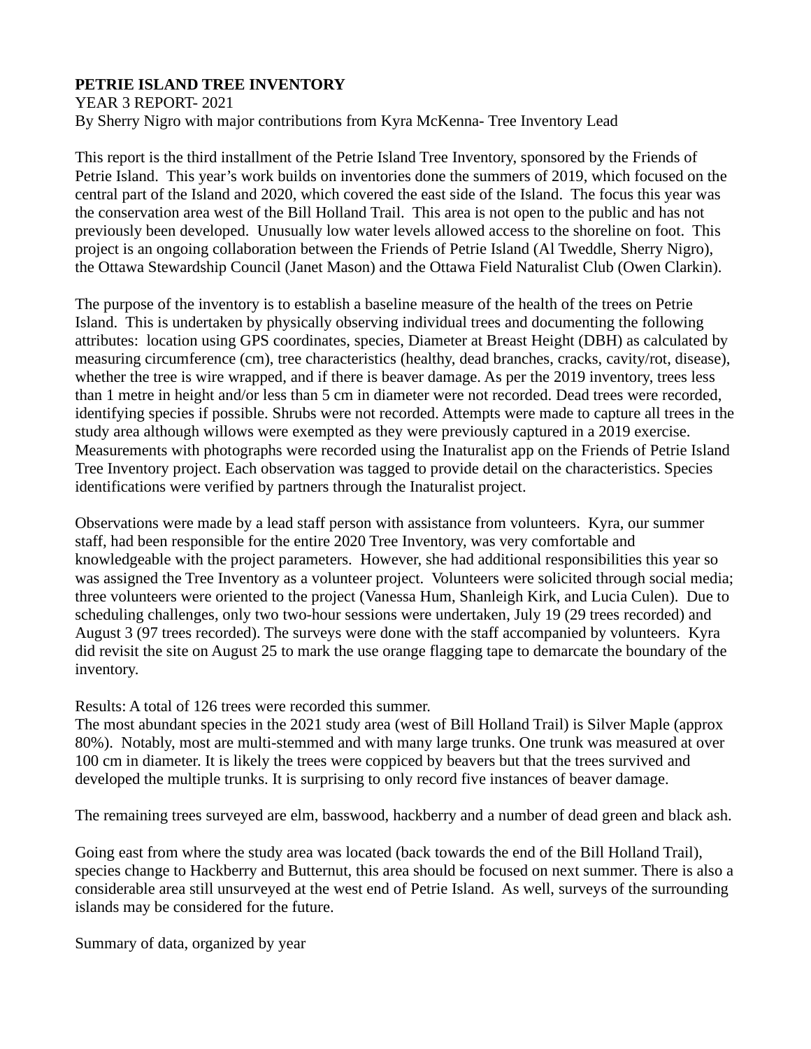**PETRIE ISLAND TREE INVENTORY**
YEAR 3 REPORT- 2021
By Sherry Nigro with major contributions from Kyra McKenna- Tree Inventory Lead

This report is the third installment of the Petrie Island Tree Inventory, sponsored by the Friends of Petrie Island. This year's work builds on inventories done the summers of 2019, which focused on the central part of the Island and 2020, which covered the east side of the Island. The focus this year was the conservation area west of the Bill Holland Trail. This area is not open to the public and has not previously been developed. Unusually low water levels allowed access to the shoreline on foot. This project is an ongoing collaboration between the Friends of Petrie Island (Al Tweddle, Sherry Nigro), the Ottawa Stewardship Council (Janet Mason) and the Ottawa Field Naturalist Club (Owen Clarkin).

The purpose of the inventory is to establish a baseline measure of the health of the trees on Petrie Island. This is undertaken by physically observing individual trees and documenting the following attributes: location using GPS coordinates, species, Diameter at Breast Height (DBH) as calculated by measuring circumference (cm), tree characteristics (healthy, dead branches, cracks, cavity/rot, disease), whether the tree is wire wrapped, and if there is beaver damage. As per the 2019 inventory, trees less than 1 metre in height and/or less than 5 cm in diameter were not recorded. Dead trees were recorded, identifying species if possible. Shrubs were not recorded. Attempts were made to capture all trees in the study area although willows were exempted as they were previously captured in a 2019 exercise. Measurements with photographs were recorded using the Inaturalist app on the Friends of Petrie Island Tree Inventory project. Each observation was tagged to provide detail on the characteristics. Species identifications were verified by partners through the Inaturalist project.

Observations were made by a lead staff person with assistance from volunteers. Kyra, our summer staff, had been responsible for the entire 2020 Tree Inventory, was very comfortable and knowledgeable with the project parameters. However, she had additional responsibilities this year so was assigned the Tree Inventory as a volunteer project. Volunteers were solicited through social media; three volunteers were oriented to the project (Vanessa Hum, Shanleigh Kirk, and Lucia Culen). Due to scheduling challenges, only two two-hour sessions were undertaken, July 19 (29 trees recorded) and August 3 (97 trees recorded). The surveys were done with the staff accompanied by volunteers. Kyra did revisit the site on August 25 to mark the use orange flagging tape to demarcate the boundary of the inventory.

Results: A total of 126 trees were recorded this summer.
The most abundant species in the 2021 study area (west of Bill Holland Trail) is Silver Maple (approx 80%). Notably, most are multi-stemmed and with many large trunks. One trunk was measured at over 100 cm in diameter. It is likely the trees were coppiced by beavers but that the trees survived and developed the multiple trunks. It is surprising to only record five instances of beaver damage.

The remaining trees surveyed are elm, basswood, hackberry and a number of dead green and black ash.

Going east from where the study area was located (back towards the end of the Bill Holland Trail), species change to Hackberry and Butternut, this area should be focused on next summer. There is also a considerable area still unsurveyed at the west end of Petrie Island. As well, surveys of the surrounding islands may be considered for the future.

Summary of data, organized by year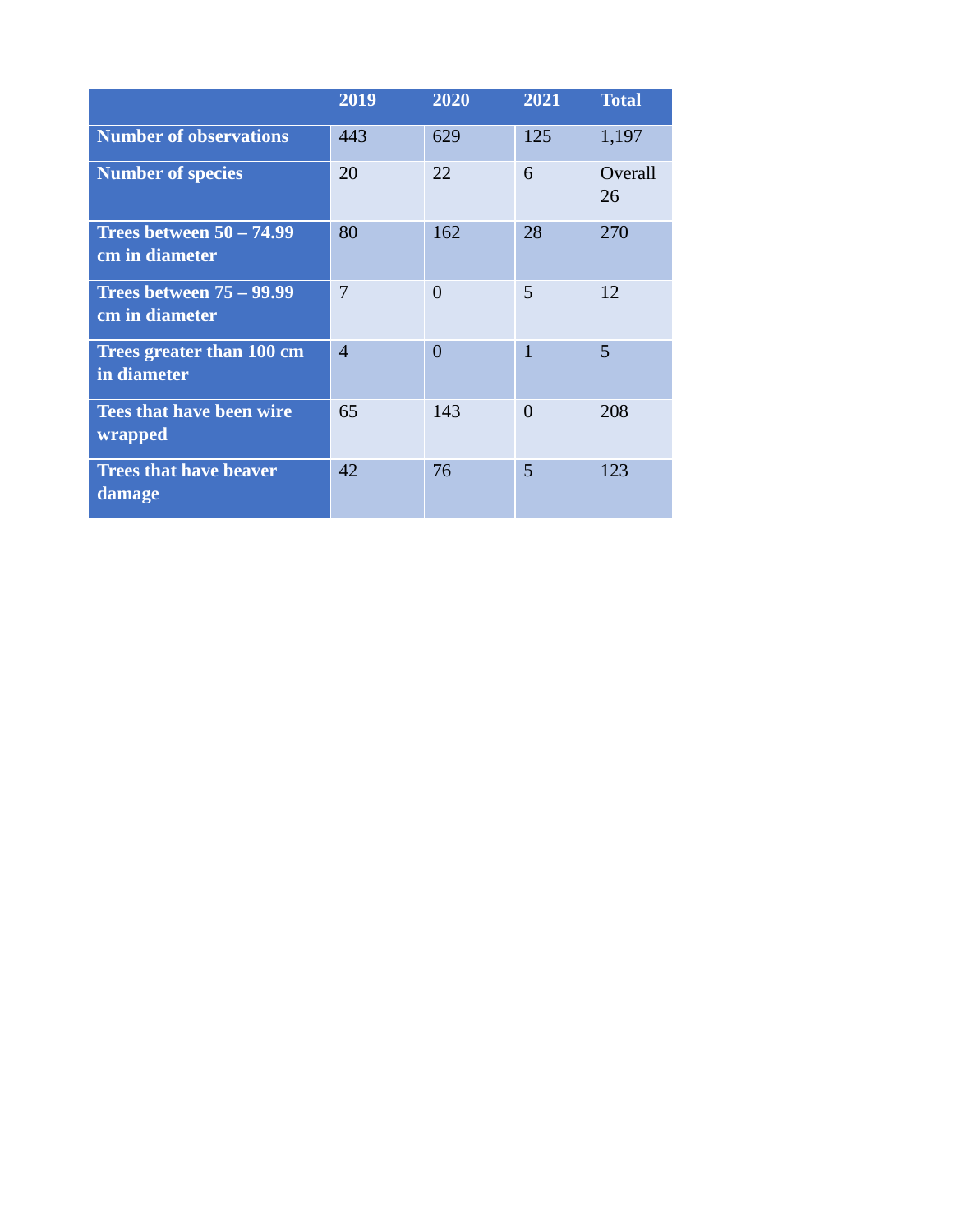| | 2019 | 2020 | 2021 | Total |
|---|---|---|---|---|
| **Number of observations** | 443 | 629 | 125 | 1,197 |
| **Number of species** | 20 | 22 | 6 | Overall 26 |
| **Trees between 50 – 74.99 cm in diameter** | 80 | 162 | 28 | 270 |
| **Trees between 75 – 99.99 cm in diameter** | 7 | 0 | 5 | 12 |
| **Trees greater than 100 cm in diameter** | 4 | 0 | 1 | 5 |
| **Tees that have been wire wrapped** | 65 | 143 | 0 | 208 |
| **Trees that have beaver damage** | 42 | 76 | 5 | 123 |